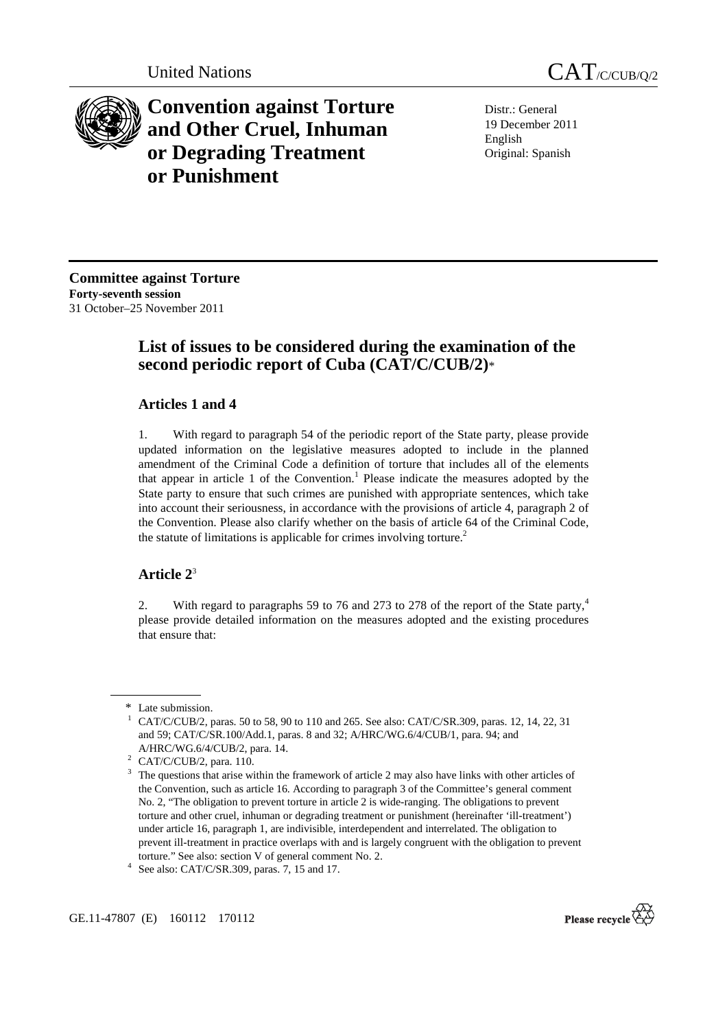United Nations

CAT/C/CUB/Q/2

# Convention against Torture and Other Cruel, Inhuman or Degrading Treatment or Punishment

Distr.: General
19 December 2011
English
Original: Spanish

**Committee against Torture**
**Forty-seventh session**
31 October–25 November 2011

## List of issues to be considered during the examination of the second periodic report of Cuba (CAT/C/CUB/2)*

### Articles 1 and 4

1. With regard to paragraph 54 of the periodic report of the State party, please provide updated information on the legislative measures adopted to include in the planned amendment of the Criminal Code a definition of torture that includes all of the elements that appear in article 1 of the Convention.[1] Please indicate the measures adopted by the State party to ensure that such crimes are punished with appropriate sentences, which take into account their seriousness, in accordance with the provisions of article 4, paragraph 2 of the Convention. Please also clarify whether on the basis of article 64 of the Criminal Code, the statute of limitations is applicable for crimes involving torture.[2]

### Article 2[3]

2. With regard to paragraphs 59 to 76 and 273 to 278 of the report of the State party,[4] please provide detailed information on the measures adopted and the existing procedures that ensure that:

---

\* Late submission.

[1] CAT/C/CUB/2, paras. 50 to 58, 90 to 110 and 265. See also: CAT/C/SR.309, paras. 12, 14, 22, 31 and 59; CAT/C/SR.100/Add.1, paras. 8 and 32; A/HRC/WG.6/4/CUB/1, para. 94; and A/HRC/WG.6/4/CUB/2, para. 14.

[2] CAT/C/CUB/2, para. 110.

[3] The questions that arise within the framework of article 2 may also have links with other articles of the Convention, such as article 16. According to paragraph 3 of the Committee's general comment No. 2, "The obligation to prevent torture in article 2 is wide-ranging. The obligations to prevent torture and other cruel, inhuman or degrading treatment or punishment (hereinafter 'ill-treatment') under article 16, paragraph 1, are indivisible, interdependent and interrelated. The obligation to prevent ill-treatment in practice overlaps with and is largely congruent with the obligation to prevent torture." See also: section V of general comment No. 2.

[4] See also: CAT/C/SR.309, paras. 7, 15 and 17.

GE.11-47807 (E) 160112 170112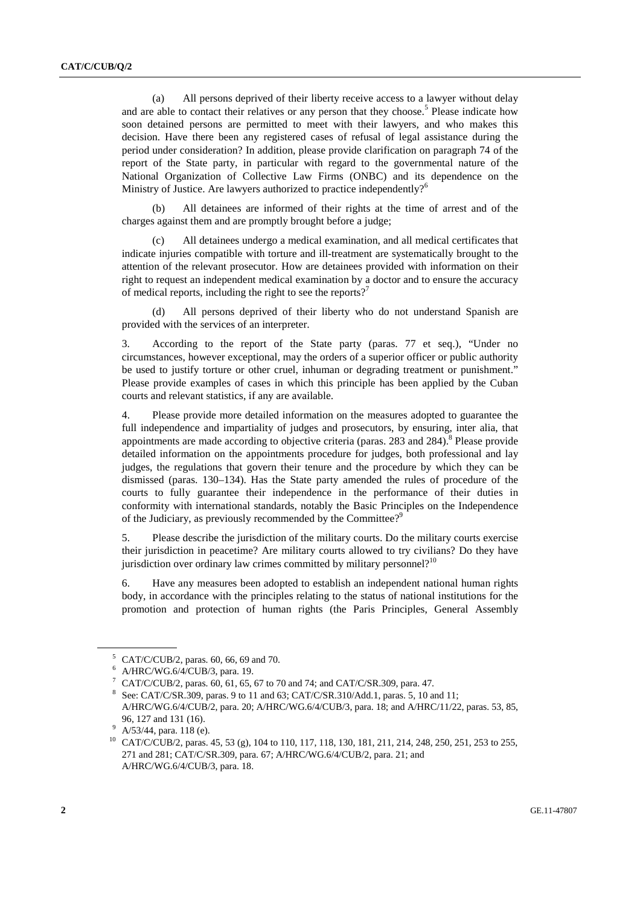(a) All persons deprived of their liberty receive access to a lawyer without delay and are able to contact their relatives or any person that they choose.[5] Please indicate how soon detained persons are permitted to meet with their lawyers, and who makes this decision. Have there been any registered cases of refusal of legal assistance during the period under consideration? In addition, please provide clarification on paragraph 74 of the report of the State party, in particular with regard to the governmental nature of the National Organization of Collective Law Firms (ONBC) and its dependence on the Ministry of Justice. Are lawyers authorized to practice independently?[6]

(b) All detainees are informed of their rights at the time of arrest and of the charges against them and are promptly brought before a judge;

(c) All detainees undergo a medical examination, and all medical certificates that indicate injuries compatible with torture and ill-treatment are systematically brought to the attention of the relevant prosecutor. How are detainees provided with information on their right to request an independent medical examination by a doctor and to ensure the accuracy of medical reports, including the right to see the reports?[7]

(d) All persons deprived of their liberty who do not understand Spanish are provided with the services of an interpreter.

3. According to the report of the State party (paras. 77 et seq.), "Under no circumstances, however exceptional, may the orders of a superior officer or public authority be used to justify torture or other cruel, inhuman or degrading treatment or punishment." Please provide examples of cases in which this principle has been applied by the Cuban courts and relevant statistics, if any are available.

4. Please provide more detailed information on the measures adopted to guarantee the full independence and impartiality of judges and prosecutors, by ensuring, inter alia, that appointments are made according to objective criteria (paras. 283 and 284).[8] Please provide detailed information on the appointments procedure for judges, both professional and lay judges, the regulations that govern their tenure and the procedure by which they can be dismissed (paras. 130–134). Has the State party amended the rules of procedure of the courts to fully guarantee their independence in the performance of their duties in conformity with international standards, notably the Basic Principles on the Independence of the Judiciary, as previously recommended by the Committee?[9]

5. Please describe the jurisdiction of the military courts. Do the military courts exercise their jurisdiction in peacetime? Are military courts allowed to try civilians? Do they have jurisdiction over ordinary law crimes committed by military personnel?[10]

6. Have any measures been adopted to establish an independent national human rights body, in accordance with the principles relating to the status of national institutions for the promotion and protection of human rights (the Paris Principles, General Assembly

---

[5] CAT/C/CUB/2, paras. 60, 66, 69 and 70.

[6] A/HRC/WG.6/4/CUB/3, para. 19.

[7] CAT/C/CUB/2, paras. 60, 61, 65, 67 to 70 and 74; and CAT/C/SR.309, para. 47.

[8] See: CAT/C/SR.309, paras. 9 to 11 and 63; CAT/C/SR.310/Add.1, paras. 5, 10 and 11; A/HRC/WG.6/4/CUB/2, para. 20; A/HRC/WG.6/4/CUB/3, para. 18; and A/HRC/11/22, paras. 53, 85, 96, 127 and 131 (16).

[9] A/53/44, para. 118 (e).

[10] CAT/C/CUB/2, paras. 45, 53 (g), 104 to 110, 117, 118, 130, 181, 211, 214, 248, 250, 251, 253 to 255, 271 and 281; CAT/C/SR.309, para. 67; A/HRC/WG.6/4/CUB/2, para. 21; and A/HRC/WG.6/4/CUB/3, para. 18.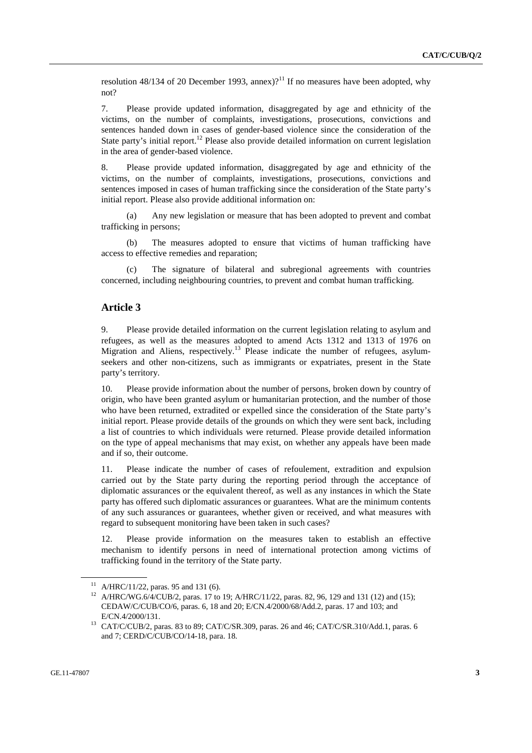resolution 48/134 of 20 December 1993, annex)?[11] If no measures have been adopted, why not?

7. Please provide updated information, disaggregated by age and ethnicity of the victims, on the number of complaints, investigations, prosecutions, convictions and sentences handed down in cases of gender-based violence since the consideration of the State party's initial report.[12] Please also provide detailed information on current legislation in the area of gender-based violence.

8. Please provide updated information, disaggregated by age and ethnicity of the victims, on the number of complaints, investigations, prosecutions, convictions and sentences imposed in cases of human trafficking since the consideration of the State party's initial report. Please also provide additional information on:

(a) Any new legislation or measure that has been adopted to prevent and combat trafficking in persons;

(b) The measures adopted to ensure that victims of human trafficking have access to effective remedies and reparation;

(c) The signature of bilateral and subregional agreements with countries concerned, including neighbouring countries, to prevent and combat human trafficking.

## Article 3

9. Please provide detailed information on the current legislation relating to asylum and refugees, as well as the measures adopted to amend Acts 1312 and 1313 of 1976 on Migration and Aliens, respectively.[13] Please indicate the number of refugees, asylum-seekers and other non-citizens, such as immigrants or expatriates, present in the State party's territory.

10. Please provide information about the number of persons, broken down by country of origin, who have been granted asylum or humanitarian protection, and the number of those who have been returned, extradited or expelled since the consideration of the State party's initial report. Please provide details of the grounds on which they were sent back, including a list of countries to which individuals were returned. Please provide detailed information on the type of appeal mechanisms that may exist, on whether any appeals have been made and if so, their outcome.

11. Please indicate the number of cases of refoulement, extradition and expulsion carried out by the State party during the reporting period through the acceptance of diplomatic assurances or the equivalent thereof, as well as any instances in which the State party has offered such diplomatic assurances or guarantees. What are the minimum contents of any such assurances or guarantees, whether given or received, and what measures with regard to subsequent monitoring have been taken in such cases?

12. Please provide information on the measures taken to establish an effective mechanism to identify persons in need of international protection among victims of trafficking found in the territory of the State party.

---

[11] A/HRC/11/22, paras. 95 and 131 (6).

[12] A/HRC/WG.6/4/CUB/2, paras. 17 to 19; A/HRC/11/22, paras. 82, 96, 129 and 131 (12) and (15); CEDAW/C/CUB/CO/6, paras. 6, 18 and 20; E/CN.4/2000/68/Add.2, paras. 17 and 103; and E/CN.4/2000/131.

[13] CAT/C/CUB/2, paras. 83 to 89; CAT/C/SR.309, paras. 26 and 46; CAT/C/SR.310/Add.1, paras. 6 and 7; CERD/C/CUB/CO/14-18, para. 18.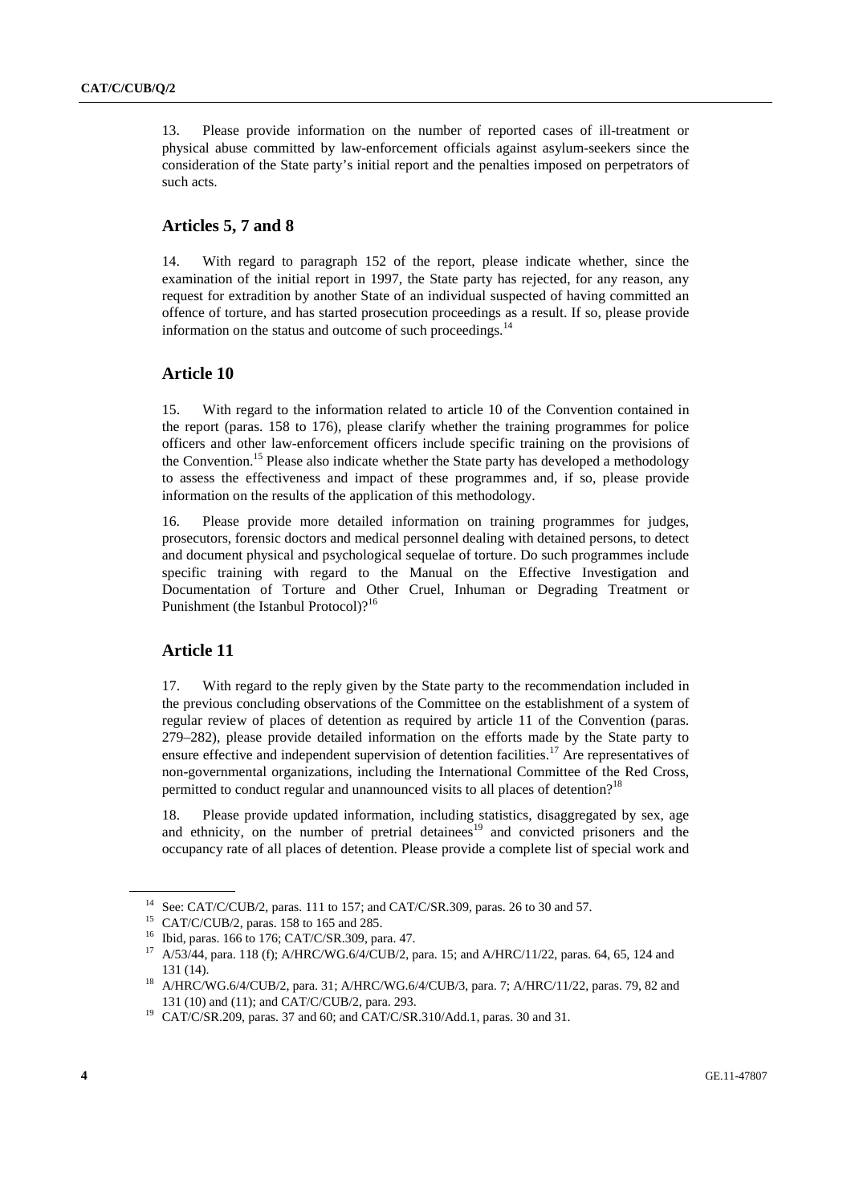13. Please provide information on the number of reported cases of ill-treatment or physical abuse committed by law-enforcement officials against asylum-seekers since the consideration of the State party's initial report and the penalties imposed on perpetrators of such acts.

## Articles 5, 7 and 8

14. With regard to paragraph 152 of the report, please indicate whether, since the examination of the initial report in 1997, the State party has rejected, for any reason, any request for extradition by another State of an individual suspected of having committed an offence of torture, and has started prosecution proceedings as a result. If so, please provide information on the status and outcome of such proceedings.[14]

## Article 10

15. With regard to the information related to article 10 of the Convention contained in the report (paras. 158 to 176), please clarify whether the training programmes for police officers and other law-enforcement officers include specific training on the provisions of the Convention.[15] Please also indicate whether the State party has developed a methodology to assess the effectiveness and impact of these programmes and, if so, please provide information on the results of the application of this methodology.

16. Please provide more detailed information on training programmes for judges, prosecutors, forensic doctors and medical personnel dealing with detained persons, to detect and document physical and psychological sequelae of torture. Do such programmes include specific training with regard to the Manual on the Effective Investigation and Documentation of Torture and Other Cruel, Inhuman or Degrading Treatment or Punishment (the Istanbul Protocol)?[16]

## Article 11

17. With regard to the reply given by the State party to the recommendation included in the previous concluding observations of the Committee on the establishment of a system of regular review of places of detention as required by article 11 of the Convention (paras. 279–282), please provide detailed information on the efforts made by the State party to ensure effective and independent supervision of detention facilities.[17] Are representatives of non-governmental organizations, including the International Committee of the Red Cross, permitted to conduct regular and unannounced visits to all places of detention?[18]

18. Please provide updated information, including statistics, disaggregated by sex, age and ethnicity, on the number of pretrial detainees[19] and convicted prisoners and the occupancy rate of all places of detention. Please provide a complete list of special work and

---

[14] See: CAT/C/CUB/2, paras. 111 to 157; and CAT/C/SR.309, paras. 26 to 30 and 57.

[15] CAT/C/CUB/2, paras. 158 to 165 and 285.

[16] Ibid, paras. 166 to 176; CAT/C/SR.309, para. 47.

[17] A/53/44, para. 118 (f); A/HRC/WG.6/4/CUB/2, para. 15; and A/HRC/11/22, paras. 64, 65, 124 and 131 (14).

[18] A/HRC/WG.6/4/CUB/2, para. 31; A/HRC/WG.6/4/CUB/3, para. 7; A/HRC/11/22, paras. 79, 82 and 131 (10) and (11); and CAT/C/CUB/2, para. 293.

[19] CAT/C/SR.209, paras. 37 and 60; and CAT/C/SR.310/Add.1, paras. 30 and 31.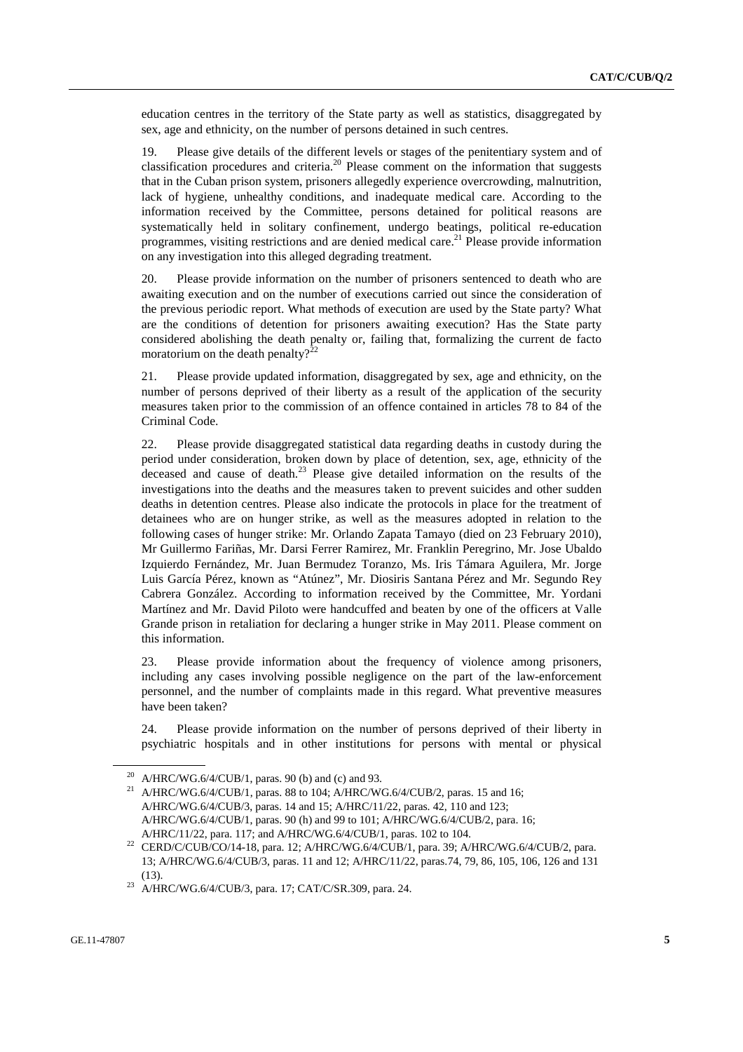education centres in the territory of the State party as well as statistics, disaggregated by sex, age and ethnicity, on the number of persons detained in such centres.

19. Please give details of the different levels or stages of the penitentiary system and of classification procedures and criteria.[20] Please comment on the information that suggests that in the Cuban prison system, prisoners allegedly experience overcrowding, malnutrition, lack of hygiene, unhealthy conditions, and inadequate medical care. According to the information received by the Committee, persons detained for political reasons are systematically held in solitary confinement, undergo beatings, political re-education programmes, visiting restrictions and are denied medical care.[21] Please provide information on any investigation into this alleged degrading treatment.

20. Please provide information on the number of prisoners sentenced to death who are awaiting execution and on the number of executions carried out since the consideration of the previous periodic report. What methods of execution are used by the State party? What are the conditions of detention for prisoners awaiting execution? Has the State party considered abolishing the death penalty or, failing that, formalizing the current de facto moratorium on the death penalty?[22]

21. Please provide updated information, disaggregated by sex, age and ethnicity, on the number of persons deprived of their liberty as a result of the application of the security measures taken prior to the commission of an offence contained in articles 78 to 84 of the Criminal Code.

22. Please provide disaggregated statistical data regarding deaths in custody during the period under consideration, broken down by place of detention, sex, age, ethnicity of the deceased and cause of death.[23] Please give detailed information on the results of the investigations into the deaths and the measures taken to prevent suicides and other sudden deaths in detention centres. Please also indicate the protocols in place for the treatment of detainees who are on hunger strike, as well as the measures adopted in relation to the following cases of hunger strike: Mr. Orlando Zapata Tamayo (died on 23 February 2010), Mr Guillermo Fariñas, Mr. Darsi Ferrer Ramirez, Mr. Franklin Peregrino, Mr. Jose Ubaldo Izquierdo Fernández, Mr. Juan Bermudez Toranzo, Ms. Iris Támara Aguilera, Mr. Jorge Luis García Pérez, known as "Atúnez", Mr. Diosiris Santana Pérez and Mr. Segundo Rey Cabrera González. According to information received by the Committee, Mr. Yordani Martínez and Mr. David Piloto were handcuffed and beaten by one of the officers at Valle Grande prison in retaliation for declaring a hunger strike in May 2011. Please comment on this information.

23. Please provide information about the frequency of violence among prisoners, including any cases involving possible negligence on the part of the law-enforcement personnel, and the number of complaints made in this regard. What preventive measures have been taken?

24. Please provide information on the number of persons deprived of their liberty in psychiatric hospitals and in other institutions for persons with mental or physical

---

[20] A/HRC/WG.6/4/CUB/1, paras. 90 (b) and (c) and 93.

[21] A/HRC/WG.6/4/CUB/1, paras. 88 to 104; A/HRC/WG.6/4/CUB/2, paras. 15 and 16; A/HRC/WG.6/4/CUB/3, paras. 14 and 15; A/HRC/11/22, paras. 42, 110 and 123; A/HRC/WG.6/4/CUB/1, paras. 90 (h) and 99 to 101; A/HRC/WG.6/4/CUB/2, para. 16; A/HRC/11/22, para. 117; and A/HRC/WG.6/4/CUB/1, paras. 102 to 104.

[22] CERD/C/CUB/CO/14-18, para. 12; A/HRC/WG.6/4/CUB/1, para. 39; A/HRC/WG.6/4/CUB/2, para. 13; A/HRC/WG.6/4/CUB/3, paras. 11 and 12; A/HRC/11/22, paras.74, 79, 86, 105, 106, 126 and 131 (13).

[23] A/HRC/WG.6/4/CUB/3, para. 17; CAT/C/SR.309, para. 24.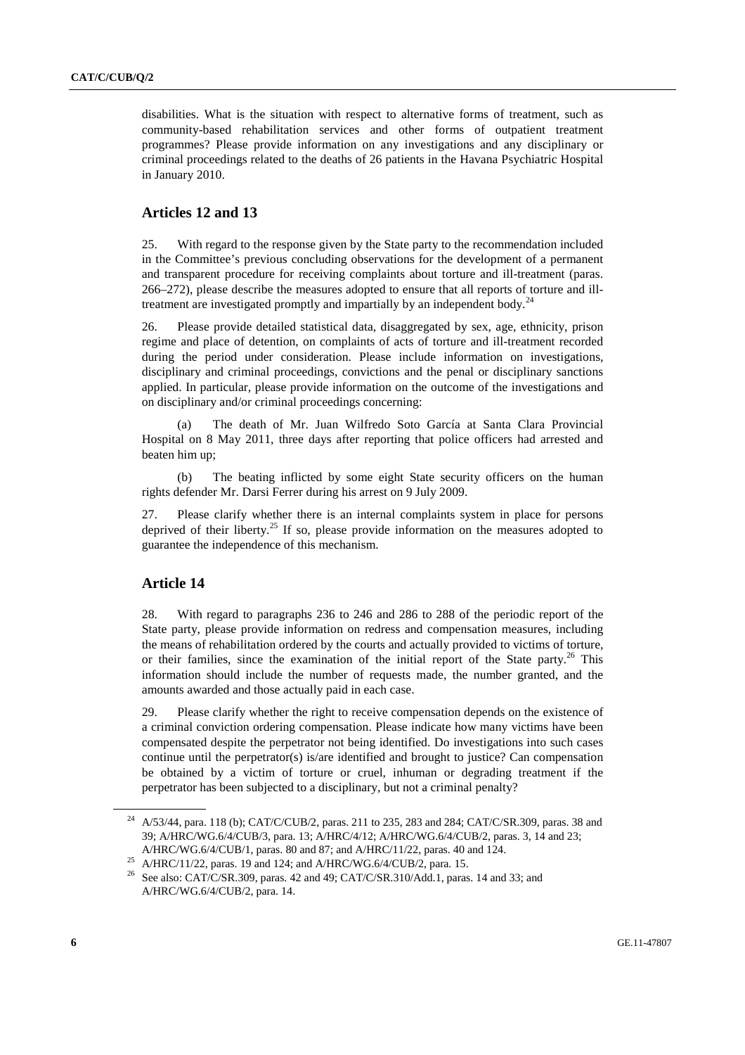disabilities. What is the situation with respect to alternative forms of treatment, such as community-based rehabilitation services and other forms of outpatient treatment programmes? Please provide information on any investigations and any disciplinary or criminal proceedings related to the deaths of 26 patients in the Havana Psychiatric Hospital in January 2010.

## Articles 12 and 13

25. With regard to the response given by the State party to the recommendation included in the Committee's previous concluding observations for the development of a permanent and transparent procedure for receiving complaints about torture and ill-treatment (paras. 266–272), please describe the measures adopted to ensure that all reports of torture and ill-treatment are investigated promptly and impartially by an independent body.[24]

26. Please provide detailed statistical data, disaggregated by sex, age, ethnicity, prison regime and place of detention, on complaints of acts of torture and ill-treatment recorded during the period under consideration. Please include information on investigations, disciplinary and criminal proceedings, convictions and the penal or disciplinary sanctions applied. In particular, please provide information on the outcome of the investigations and on disciplinary and/or criminal proceedings concerning:

(a) The death of Mr. Juan Wilfredo Soto García at Santa Clara Provincial Hospital on 8 May 2011, three days after reporting that police officers had arrested and beaten him up;

(b) The beating inflicted by some eight State security officers on the human rights defender Mr. Darsi Ferrer during his arrest on 9 July 2009.

27. Please clarify whether there is an internal complaints system in place for persons deprived of their liberty.[25] If so, please provide information on the measures adopted to guarantee the independence of this mechanism.

## Article 14

28. With regard to paragraphs 236 to 246 and 286 to 288 of the periodic report of the State party, please provide information on redress and compensation measures, including the means of rehabilitation ordered by the courts and actually provided to victims of torture, or their families, since the examination of the initial report of the State party.[26] This information should include the number of requests made, the number granted, and the amounts awarded and those actually paid in each case.

29. Please clarify whether the right to receive compensation depends on the existence of a criminal conviction ordering compensation. Please indicate how many victims have been compensated despite the perpetrator not being identified. Do investigations into such cases continue until the perpetrator(s) is/are identified and brought to justice? Can compensation be obtained by a victim of torture or cruel, inhuman or degrading treatment if the perpetrator has been subjected to a disciplinary, but not a criminal penalty?

---

[24] A/53/44, para. 118 (b); CAT/C/CUB/2, paras. 211 to 235, 283 and 284; CAT/C/SR.309, paras. 38 and 39; A/HRC/WG.6/4/CUB/3, para. 13; A/HRC/4/12; A/HRC/WG.6/4/CUB/2, paras. 3, 14 and 23; A/HRC/WG.6/4/CUB/1, paras. 80 and 87; and A/HRC/11/22, paras. 40 and 124.

[25] A/HRC/11/22, paras. 19 and 124; and A/HRC/WG.6/4/CUB/2, para. 15.

[26] See also: CAT/C/SR.309, paras. 42 and 49; CAT/C/SR.310/Add.1, paras. 14 and 33; and A/HRC/WG.6/4/CUB/2, para. 14.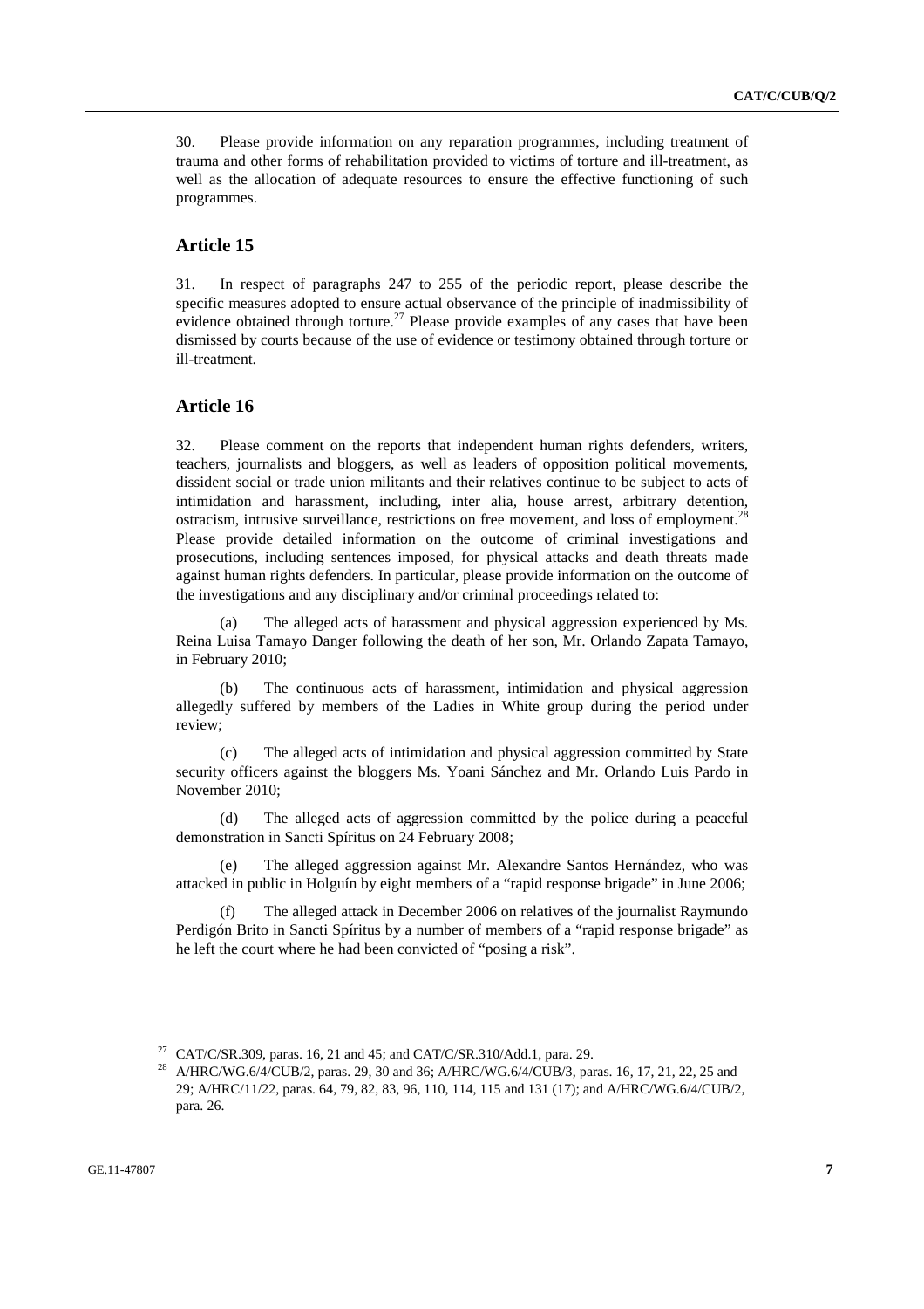30. Please provide information on any reparation programmes, including treatment of trauma and other forms of rehabilitation provided to victims of torture and ill-treatment, as well as the allocation of adequate resources to ensure the effective functioning of such programmes.

## Article 15

31. In respect of paragraphs 247 to 255 of the periodic report, please describe the specific measures adopted to ensure actual observance of the principle of inadmissibility of evidence obtained through torture.[27] Please provide examples of any cases that have been dismissed by courts because of the use of evidence or testimony obtained through torture or ill-treatment.

## Article 16

32. Please comment on the reports that independent human rights defenders, writers, teachers, journalists and bloggers, as well as leaders of opposition political movements, dissident social or trade union militants and their relatives continue to be subject to acts of intimidation and harassment, including, inter alia, house arrest, arbitrary detention, ostracism, intrusive surveillance, restrictions on free movement, and loss of employment.[28] Please provide detailed information on the outcome of criminal investigations and prosecutions, including sentences imposed, for physical attacks and death threats made against human rights defenders. In particular, please provide information on the outcome of the investigations and any disciplinary and/or criminal proceedings related to:

(a) The alleged acts of harassment and physical aggression experienced by Ms. Reina Luisa Tamayo Danger following the death of her son, Mr. Orlando Zapata Tamayo, in February 2010;

(b) The continuous acts of harassment, intimidation and physical aggression allegedly suffered by members of the Ladies in White group during the period under review;

(c) The alleged acts of intimidation and physical aggression committed by State security officers against the bloggers Ms. Yoani Sánchez and Mr. Orlando Luis Pardo in November 2010;

(d) The alleged acts of aggression committed by the police during a peaceful demonstration in Sancti Spíritus on 24 February 2008;

(e) The alleged aggression against Mr. Alexandre Santos Hernández, who was attacked in public in Holguín by eight members of a "rapid response brigade" in June 2006;

(f) The alleged attack in December 2006 on relatives of the journalist Raymundo Perdigón Brito in Sancti Spíritus by a number of members of a "rapid response brigade" as he left the court where he had been convicted of "posing a risk".

---

[27] CAT/C/SR.309, paras. 16, 21 and 45; and CAT/C/SR.310/Add.1, para. 29.

[28] A/HRC/WG.6/4/CUB/2, paras. 29, 30 and 36; A/HRC/WG.6/4/CUB/3, paras. 16, 17, 21, 22, 25 and 29; A/HRC/11/22, paras. 64, 79, 82, 83, 96, 110, 114, 115 and 131 (17); and A/HRC/WG.6/4/CUB/2, para. 26.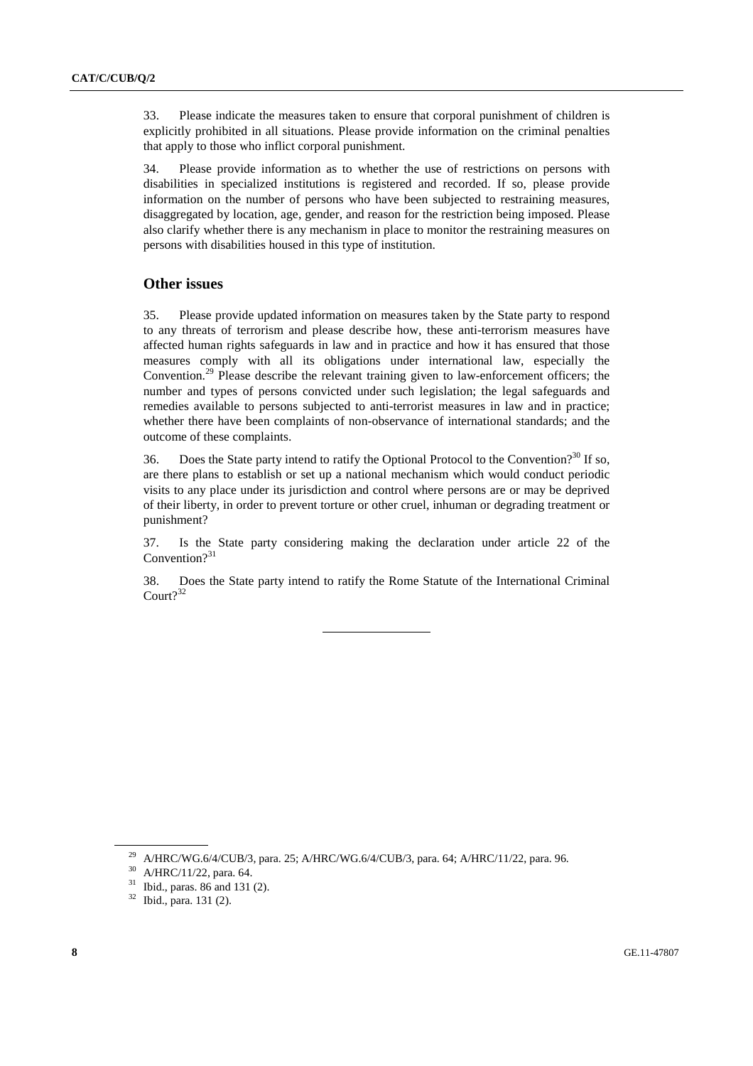33. Please indicate the measures taken to ensure that corporal punishment of children is explicitly prohibited in all situations. Please provide information on the criminal penalties that apply to those who inflict corporal punishment.

34. Please provide information as to whether the use of restrictions on persons with disabilities in specialized institutions is registered and recorded. If so, please provide information on the number of persons who have been subjected to restraining measures, disaggregated by location, age, gender, and reason for the restriction being imposed. Please also clarify whether there is any mechanism in place to monitor the restraining measures on persons with disabilities housed in this type of institution.

## Other issues

35. Please provide updated information on measures taken by the State party to respond to any threats of terrorism and please describe how, these anti-terrorism measures have affected human rights safeguards in law and in practice and how it has ensured that those measures comply with all its obligations under international law, especially the Convention.[29] Please describe the relevant training given to law-enforcement officers; the number and types of persons convicted under such legislation; the legal safeguards and remedies available to persons subjected to anti-terrorist measures in law and in practice; whether there have been complaints of non-observance of international standards; and the outcome of these complaints.

36. Does the State party intend to ratify the Optional Protocol to the Convention?[30] If so, are there plans to establish or set up a national mechanism which would conduct periodic visits to any place under its jurisdiction and control where persons are or may be deprived of their liberty, in order to prevent torture or other cruel, inhuman or degrading treatment or punishment?

37. Is the State party considering making the declaration under article 22 of the Convention?[31]

38. Does the State party intend to ratify the Rome Statute of the International Criminal Court?[32]

---

[29] A/HRC/WG.6/4/CUB/3, para. 25; A/HRC/WG.6/4/CUB/3, para. 64; A/HRC/11/22, para. 96.

[30] A/HRC/11/22, para. 64.

[31] Ibid., paras. 86 and 131 (2).

[32] Ibid., para. 131 (2).